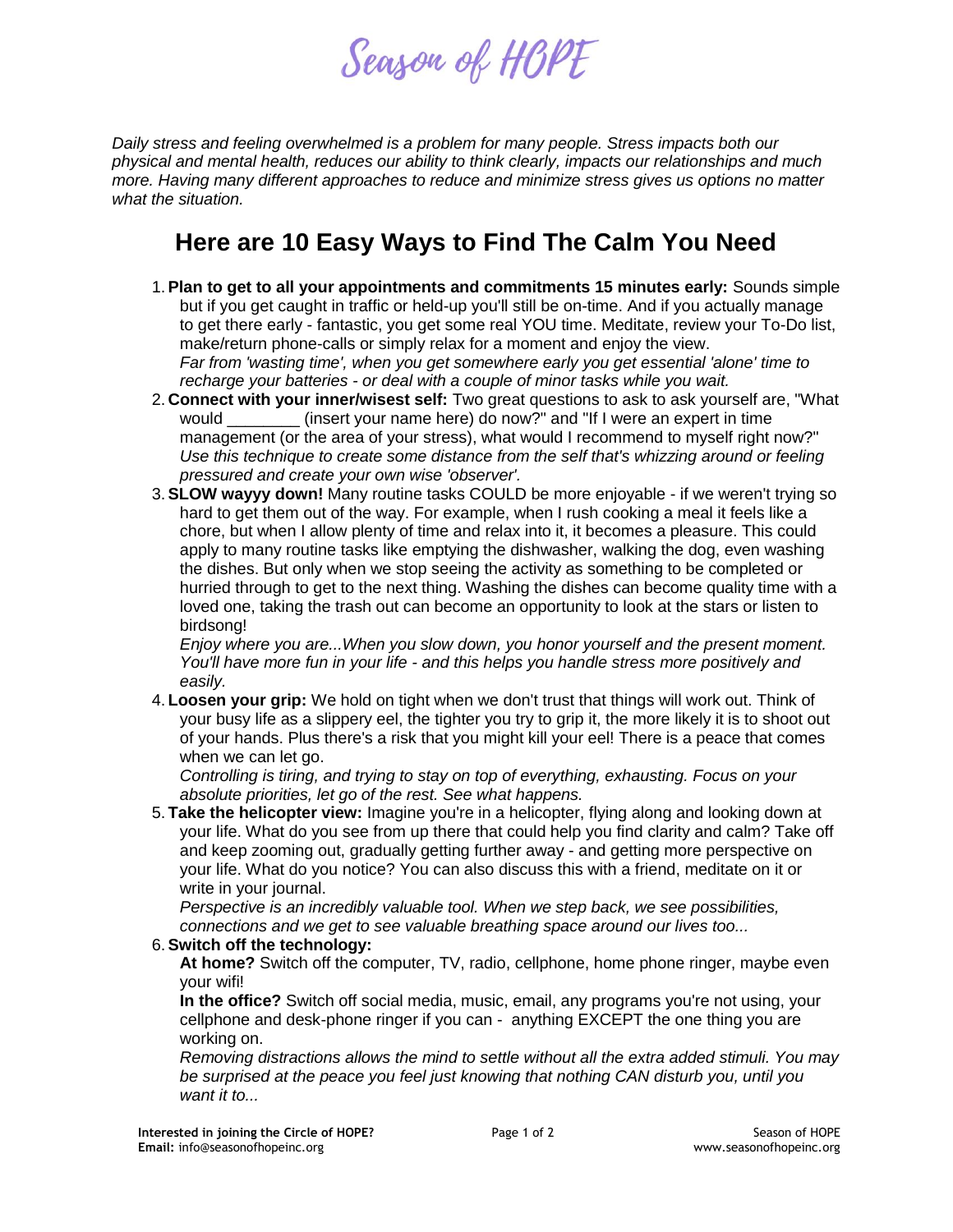# Season of HOPE

*Daily stress and feeling overwhelmed is a problem for many people. Stress impacts both our physical and mental health, reduces our ability to think clearly, impacts our relationships and much more. Having many different approaches to reduce and minimize stress gives us options no matter what the situation.*

## Here are 10 Easy Ways to Find The Calm You Need

1. **Plan to get to all your appointments and commitments 15 minutes early:** Sounds simple but if you get caught in traffic or held-up you'll still be on-time. And if you actually manage to get there early - fantastic, you get some real YOU time. Meditate, review your To-Do list, make/return phone-calls or simply relax for a moment and enjoy the view.
   *Far from 'wasting time', when you get somewhere early you get essential 'alone' time to recharge your batteries - or deal with a couple of minor tasks while you wait.*
2. **Connect with your inner/wisest self:** Two great questions to ask to ask yourself are, "What would ________ (insert your name here) do now?" and "If I were an expert in time management (or the area of your stress), what would I recommend to myself right now?"
   *Use this technique to create some distance from the self that's whizzing around or feeling pressured and create your own wise 'observer'.*
3. **SLOW wayyy down!** Many routine tasks COULD be more enjoyable - if we weren't trying so hard to get them out of the way. For example, when I rush cooking a meal it feels like a chore, but when I allow plenty of time and relax into it, it becomes a pleasure. This could apply to many routine tasks like emptying the dishwasher, walking the dog, even washing the dishes. But only when we stop seeing the activity as something to be completed or hurried through to get to the next thing. Washing the dishes can become quality time with a loved one, taking the trash out can become an opportunity to look at the stars or listen to birdsong!
   *Enjoy where you are...When you slow down, you honor yourself and the present moment. You'll have more fun in your life - and this helps you handle stress more positively and easily.*
4. **Loosen your grip:** We hold on tight when we don't trust that things will work out. Think of your busy life as a slippery eel, the tighter you try to grip it, the more likely it is to shoot out of your hands. Plus there's a risk that you might kill your eel! There is a peace that comes when we can let go.
   *Controlling is tiring, and trying to stay on top of everything, exhausting. Focus on your absolute priorities, let go of the rest. See what happens.*
5. **Take the helicopter view:** Imagine you're in a helicopter, flying along and looking down at your life. What do you see from up there that could help you find clarity and calm? Take off and keep zooming out, gradually getting further away - and getting more perspective on your life. What do you notice? You can also discuss this with a friend, meditate on it or write in your journal.
   *Perspective is an incredibly valuable tool. When we step back, we see possibilities, connections and we get to see valuable breathing space around our lives too...*
6. **Switch off the technology:**
   **At home?** Switch off the computer, TV, radio, cellphone, home phone ringer, maybe even your wifi!
   **In the office?** Switch off social media, music, email, any programs you're not using, your cellphone and desk-phone ringer if you can - anything EXCEPT the one thing you are working on.
   *Removing distractions allows the mind to settle without all the extra added stimuli. You may be surprised at the peace you feel just knowing that nothing CAN disturb you, until you want it to...*

**Interested in joining the Circle of HOPE?**
**Email:** info@seasonofhopeinc.org

Season of HOPE
www.seasonofhopeinc.org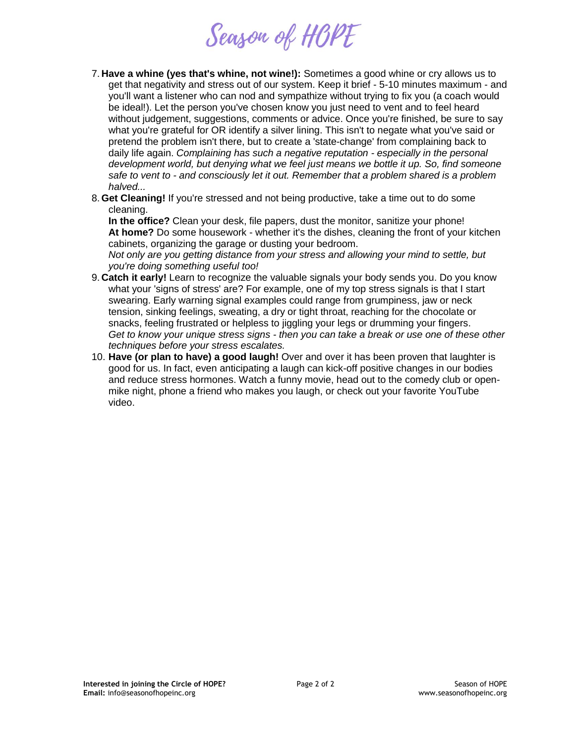7. **Have a whine (yes that's whine, not wine!):** Sometimes a good whine or cry allows us to get that negativity and stress out of our system. Keep it brief - 5-10 minutes maximum - and you'll want a listener who can nod and sympathize without trying to fix you (a coach would be ideal!). Let the person you've chosen know you just need to vent and to feel heard without judgement, suggestions, comments or advice. Once you're finished, be sure to say what you're grateful for OR identify a silver lining. This isn't to negate what you've said or pretend the problem isn't there, but to create a 'state-change' from complaining back to daily life again. *Complaining has such a negative reputation - especially in the personal development world, but denying what we feel just means we bottle it up. So, find someone safe to vent to - and consciously let it out. Remember that a problem shared is a problem halved...*
8. **Get Cleaning!** If you're stressed and not being productive, take a time out to do some cleaning.
   **In the office?** Clean your desk, file papers, dust the monitor, sanitize your phone!
   **At home?** Do some housework - whether it's the dishes, cleaning the front of your kitchen cabinets, organizing the garage or dusting your bedroom.
   *Not only are you getting distance from your stress and allowing your mind to settle, but you're doing something useful too!*
9. **Catch it early!** Learn to recognize the valuable signals your body sends you. Do you know what your 'signs of stress' are? For example, one of my top stress signals is that I start swearing. Early warning signal examples could range from grumpiness, jaw or neck tension, sinking feelings, sweating, a dry or tight throat, reaching for the chocolate or snacks, feeling frustrated or helpless to jiggling your legs or drumming your fingers.
   *Get to know your unique stress signs - then you can take a break or use one of these other techniques before your stress escalates.*
10. **Have (or plan to have) a good laugh!** Over and over it has been proven that laughter is good for us. In fact, even anticipating a laugh can kick-off positive changes in our bodies and reduce stress hormones. Watch a funny movie, head out to the comedy club or open-mike night, phone a friend who makes you laugh, or check out your favorite YouTube video.

**Interested in joining the Circle of HOPE?**
**Email:** info@seasonofhopeinc.org